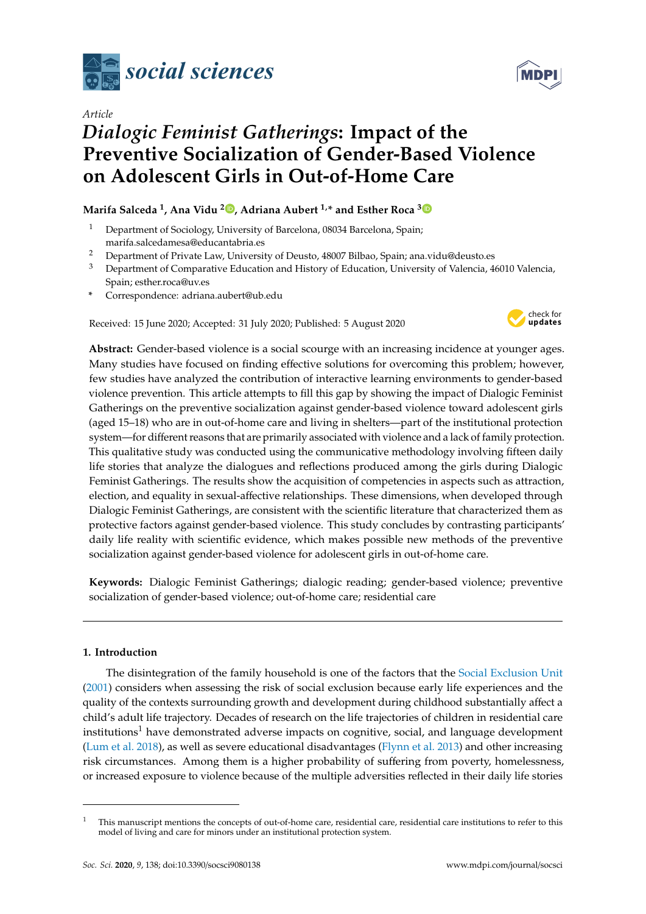*Article*

# *Dialogic Feminist Gatherings*: Impact of the Preventive Socialization of Gender-Based Violence on Adolescent Girls in Out-of-Home Care

**Marifa Salceda [1], Ana Vidu [2], Adriana Aubert [1,*] and Esther Roca [3]**

[1] Department of Sociology, University of Barcelona, 08034 Barcelona, Spain; marifa.salcedamesa@educantabria.es

[2] Department of Private Law, University of Deusto, 48007 Bilbao, Spain; ana.vidu@deusto.es

[3] Department of Comparative Education and History of Education, University of Valencia, 46010 Valencia, Spain; esther.roca@uv.es

\* Correspondence: adriana.aubert@ub.edu

Received: 15 June 2020; Accepted: 31 July 2020; Published: 5 August 2020

**Abstract:** Gender-based violence is a social scourge with an increasing incidence at younger ages. Many studies have focused on finding effective solutions for overcoming this problem; however, few studies have analyzed the contribution of interactive learning environments to gender-based violence prevention. This article attempts to fill this gap by showing the impact of Dialogic Feminist Gatherings on the preventive socialization against gender-based violence toward adolescent girls (aged 15–18) who are in out-of-home care and living in shelters—part of the institutional protection system—for different reasons that are primarily associated with violence and a lack of family protection. This qualitative study was conducted using the communicative methodology involving fifteen daily life stories that analyze the dialogues and reflections produced among the girls during Dialogic Feminist Gatherings. The results show the acquisition of competencies in aspects such as attraction, election, and equality in sexual-affective relationships. These dimensions, when developed through Dialogic Feminist Gatherings, are consistent with the scientific literature that characterized them as protective factors against gender-based violence. This study concludes by contrasting participants' daily life reality with scientific evidence, which makes possible new methods of the preventive socialization against gender-based violence for adolescent girls in out-of-home care.

**Keywords:** Dialogic Feminist Gatherings; dialogic reading; gender-based violence; preventive socialization of gender-based violence; out-of-home care; residential care

## 1. Introduction

The disintegration of the family household is one of the factors that the Social Exclusion Unit (2001) considers when assessing the risk of social exclusion because early life experiences and the quality of the contexts surrounding growth and development during childhood substantially affect a child's adult life trajectory. Decades of research on the life trajectories of children in residential care institutions[1] have demonstrated adverse impacts on cognitive, social, and language development (Lum et al. 2018), as well as severe educational disadvantages (Flynn et al. 2013) and other increasing risk circumstances. Among them is a higher probability of suffering from poverty, homelessness, or increased exposure to violence because of the multiple adversities reflected in their daily life stories

[1] This manuscript mentions the concepts of out-of-home care, residential care, residential care institutions to refer to this model of living and care for minors under an institutional protection system.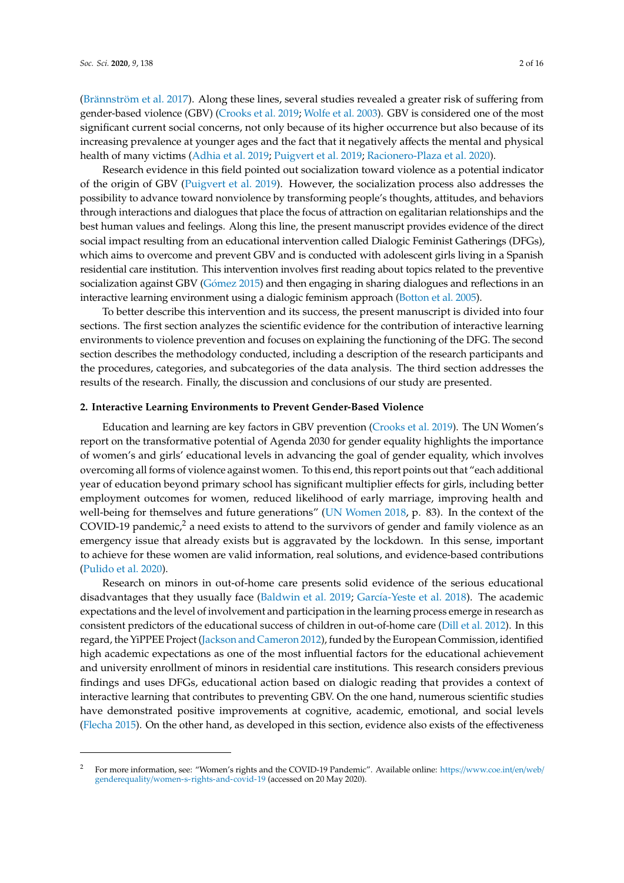(Brännström et al. 2017). Along these lines, several studies revealed a greater risk of suffering from gender-based violence (GBV) (Crooks et al. 2019; Wolfe et al. 2003). GBV is considered one of the most significant current social concerns, not only because of its higher occurrence but also because of its increasing prevalence at younger ages and the fact that it negatively affects the mental and physical health of many victims (Adhia et al. 2019; Puigvert et al. 2019; Racionero-Plaza et al. 2020).

Research evidence in this field pointed out socialization toward violence as a potential indicator of the origin of GBV (Puigvert et al. 2019). However, the socialization process also addresses the possibility to advance toward nonviolence by transforming people's thoughts, attitudes, and behaviors through interactions and dialogues that place the focus of attraction on egalitarian relationships and the best human values and feelings. Along this line, the present manuscript provides evidence of the direct social impact resulting from an educational intervention called Dialogic Feminist Gatherings (DFGs), which aims to overcome and prevent GBV and is conducted with adolescent girls living in a Spanish residential care institution. This intervention involves first reading about topics related to the preventive socialization against GBV (Gómez 2015) and then engaging in sharing dialogues and reflections in an interactive learning environment using a dialogic feminism approach (Botton et al. 2005).

To better describe this intervention and its success, the present manuscript is divided into four sections. The first section analyzes the scientific evidence for the contribution of interactive learning environments to violence prevention and focuses on explaining the functioning of the DFG. The second section describes the methodology conducted, including a description of the research participants and the procedures, categories, and subcategories of the data analysis. The third section addresses the results of the research. Finally, the discussion and conclusions of our study are presented.

## 2. Interactive Learning Environments to Prevent Gender-Based Violence

Education and learning are key factors in GBV prevention (Crooks et al. 2019). The UN Women's report on the transformative potential of Agenda 2030 for gender equality highlights the importance of women's and girls' educational levels in advancing the goal of gender equality, which involves overcoming all forms of violence against women. To this end, this report points out that "each additional year of education beyond primary school has significant multiplier effects for girls, including better employment outcomes for women, reduced likelihood of early marriage, improving health and well-being for themselves and future generations" (UN Women 2018, p. 83). In the context of the COVID-19 pandemic,[2] a need exists to attend to the survivors of gender and family violence as an emergency issue that already exists but is aggravated by the lockdown. In this sense, important to achieve for these women are valid information, real solutions, and evidence-based contributions (Pulido et al. 2020).

Research on minors in out-of-home care presents solid evidence of the serious educational disadvantages that they usually face (Baldwin et al. 2019; García-Yeste et al. 2018). The academic expectations and the level of involvement and participation in the learning process emerge in research as consistent predictors of the educational success of children in out-of-home care (Dill et al. 2012). In this regard, the YiPPEE Project (Jackson and Cameron 2012), funded by the European Commission, identified high academic expectations as one of the most influential factors for the educational achievement and university enrollment of minors in residential care institutions. This research considers previous findings and uses DFGs, educational action based on dialogic reading that provides a context of interactive learning that contributes to preventing GBV. On the one hand, numerous scientific studies have demonstrated positive improvements at cognitive, academic, emotional, and social levels (Flecha 2015). On the other hand, as developed in this section, evidence also exists of the effectiveness

[2] For more information, see: "Women's rights and the COVID-19 Pandemic". Available online: https://www.coe.int/en/web/genderequality/women-s-rights-and-covid-19 (accessed on 20 May 2020).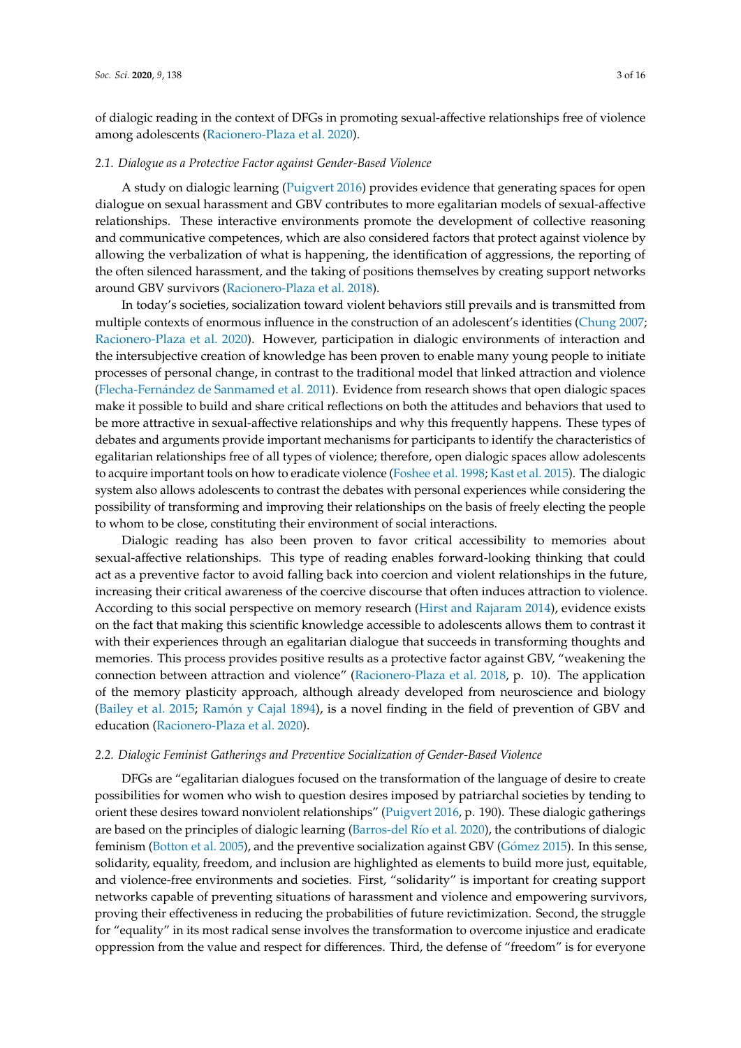of dialogic reading in the context of DFGs in promoting sexual-affective relationships free of violence among adolescents (Racionero-Plaza et al. 2020).

### 2.1. Dialogue as a Protective Factor against Gender-Based Violence

A study on dialogic learning (Puigvert 2016) provides evidence that generating spaces for open dialogue on sexual harassment and GBV contributes to more egalitarian models of sexual-affective relationships. These interactive environments promote the development of collective reasoning and communicative competences, which are also considered factors that protect against violence by allowing the verbalization of what is happening, the identification of aggressions, the reporting of the often silenced harassment, and the taking of positions themselves by creating support networks around GBV survivors (Racionero-Plaza et al. 2018).

In today's societies, socialization toward violent behaviors still prevails and is transmitted from multiple contexts of enormous influence in the construction of an adolescent's identities (Chung 2007; Racionero-Plaza et al. 2020). However, participation in dialogic environments of interaction and the intersubjective creation of knowledge has been proven to enable many young people to initiate processes of personal change, in contrast to the traditional model that linked attraction and violence (Flecha-Fernández de Sanmamed et al. 2011). Evidence from research shows that open dialogic spaces make it possible to build and share critical reflections on both the attitudes and behaviors that used to be more attractive in sexual-affective relationships and why this frequently happens. These types of debates and arguments provide important mechanisms for participants to identify the characteristics of egalitarian relationships free of all types of violence; therefore, open dialogic spaces allow adolescents to acquire important tools on how to eradicate violence (Foshee et al. 1998; Kast et al. 2015). The dialogic system also allows adolescents to contrast the debates with personal experiences while considering the possibility of transforming and improving their relationships on the basis of freely electing the people to whom to be close, constituting their environment of social interactions.

Dialogic reading has also been proven to favor critical accessibility to memories about sexual-affective relationships. This type of reading enables forward-looking thinking that could act as a preventive factor to avoid falling back into coercion and violent relationships in the future, increasing their critical awareness of the coercive discourse that often induces attraction to violence. According to this social perspective on memory research (Hirst and Rajaram 2014), evidence exists on the fact that making this scientific knowledge accessible to adolescents allows them to contrast it with their experiences through an egalitarian dialogue that succeeds in transforming thoughts and memories. This process provides positive results as a protective factor against GBV, "weakening the connection between attraction and violence" (Racionero-Plaza et al. 2018, p. 10). The application of the memory plasticity approach, although already developed from neuroscience and biology (Bailey et al. 2015; Ramón y Cajal 1894), is a novel finding in the field of prevention of GBV and education (Racionero-Plaza et al. 2020).

### 2.2. Dialogic Feminist Gatherings and Preventive Socialization of Gender-Based Violence

DFGs are "egalitarian dialogues focused on the transformation of the language of desire to create possibilities for women who wish to question desires imposed by patriarchal societies by tending to orient these desires toward nonviolent relationships" (Puigvert 2016, p. 190). These dialogic gatherings are based on the principles of dialogic learning (Barros-del Río et al. 2020), the contributions of dialogic feminism (Botton et al. 2005), and the preventive socialization against GBV (Gómez 2015). In this sense, solidarity, equality, freedom, and inclusion are highlighted as elements to build more just, equitable, and violence-free environments and societies. First, "solidarity" is important for creating support networks capable of preventing situations of harassment and violence and empowering survivors, proving their effectiveness in reducing the probabilities of future revictimization. Second, the struggle for "equality" in its most radical sense involves the transformation to overcome injustice and eradicate oppression from the value and respect for differences. Third, the defense of "freedom" is for everyone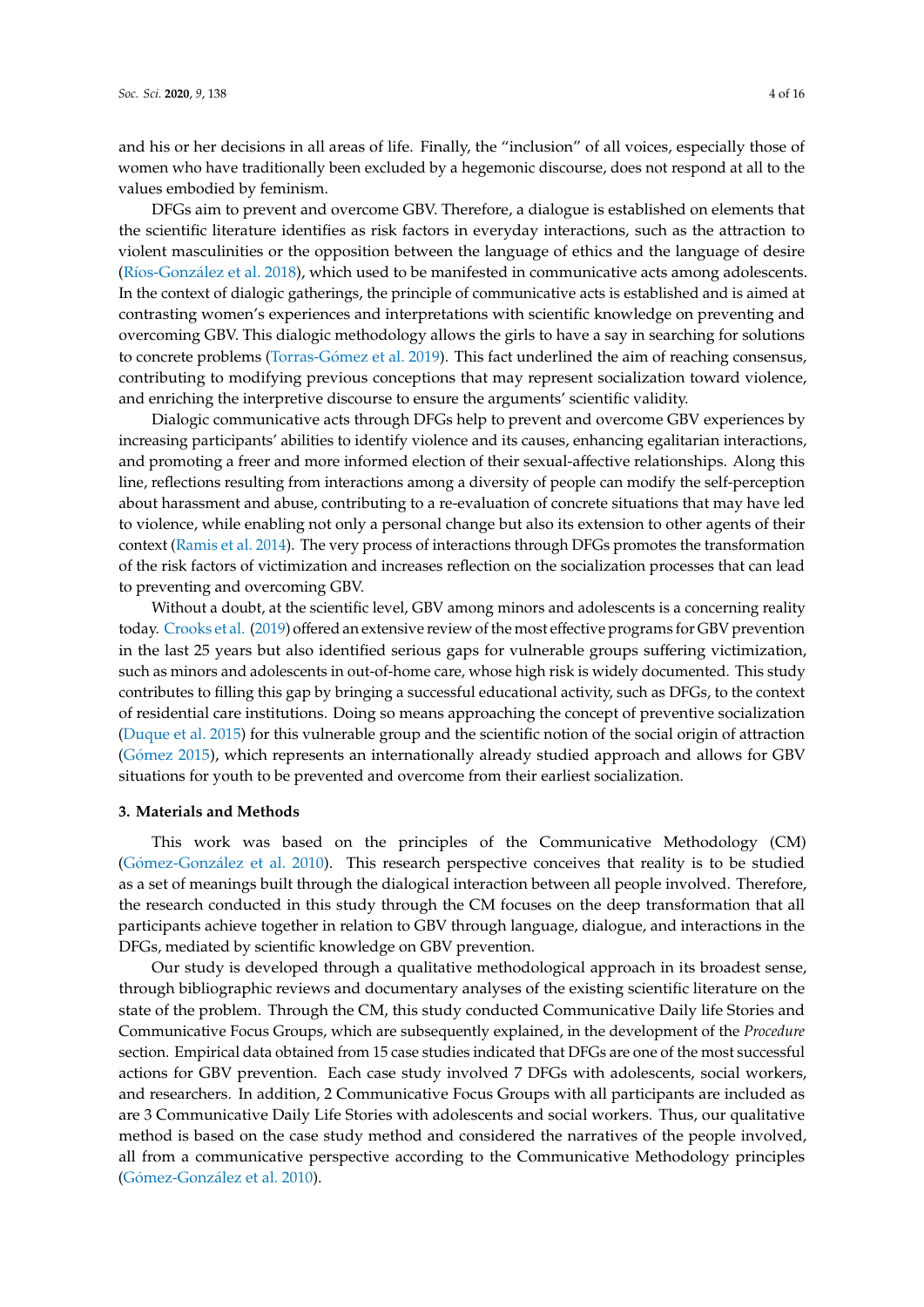and his or her decisions in all areas of life. Finally, the "inclusion" of all voices, especially those of women who have traditionally been excluded by a hegemonic discourse, does not respond at all to the values embodied by feminism.

DFGs aim to prevent and overcome GBV. Therefore, a dialogue is established on elements that the scientific literature identifies as risk factors in everyday interactions, such as the attraction to violent masculinities or the opposition between the language of ethics and the language of desire (Ríos-González et al. 2018), which used to be manifested in communicative acts among adolescents. In the context of dialogic gatherings, the principle of communicative acts is established and is aimed at contrasting women's experiences and interpretations with scientific knowledge on preventing and overcoming GBV. This dialogic methodology allows the girls to have a say in searching for solutions to concrete problems (Torras-Gómez et al. 2019). This fact underlined the aim of reaching consensus, contributing to modifying previous conceptions that may represent socialization toward violence, and enriching the interpretive discourse to ensure the arguments' scientific validity.

Dialogic communicative acts through DFGs help to prevent and overcome GBV experiences by increasing participants' abilities to identify violence and its causes, enhancing egalitarian interactions, and promoting a freer and more informed election of their sexual-affective relationships. Along this line, reflections resulting from interactions among a diversity of people can modify the self-perception about harassment and abuse, contributing to a re-evaluation of concrete situations that may have led to violence, while enabling not only a personal change but also its extension to other agents of their context (Ramis et al. 2014). The very process of interactions through DFGs promotes the transformation of the risk factors of victimization and increases reflection on the socialization processes that can lead to preventing and overcoming GBV.

Without a doubt, at the scientific level, GBV among minors and adolescents is a concerning reality today. Crooks et al. (2019) offered an extensive review of the most effective programs for GBV prevention in the last 25 years but also identified serious gaps for vulnerable groups suffering victimization, such as minors and adolescents in out-of-home care, whose high risk is widely documented. This study contributes to filling this gap by bringing a successful educational activity, such as DFGs, to the context of residential care institutions. Doing so means approaching the concept of preventive socialization (Duque et al. 2015) for this vulnerable group and the scientific notion of the social origin of attraction (Gómez 2015), which represents an internationally already studied approach and allows for GBV situations for youth to be prevented and overcome from their earliest socialization.

## 3. Materials and Methods

This work was based on the principles of the Communicative Methodology (CM) (Gómez-González et al. 2010). This research perspective conceives that reality is to be studied as a set of meanings built through the dialogical interaction between all people involved. Therefore, the research conducted in this study through the CM focuses on the deep transformation that all participants achieve together in relation to GBV through language, dialogue, and interactions in the DFGs, mediated by scientific knowledge on GBV prevention.

Our study is developed through a qualitative methodological approach in its broadest sense, through bibliographic reviews and documentary analyses of the existing scientific literature on the state of the problem. Through the CM, this study conducted Communicative Daily life Stories and Communicative Focus Groups, which are subsequently explained, in the development of the *Procedure* section. Empirical data obtained from 15 case studies indicated that DFGs are one of the most successful actions for GBV prevention. Each case study involved 7 DFGs with adolescents, social workers, and researchers. In addition, 2 Communicative Focus Groups with all participants are included as are 3 Communicative Daily Life Stories with adolescents and social workers. Thus, our qualitative method is based on the case study method and considered the narratives of the people involved, all from a communicative perspective according to the Communicative Methodology principles (Gómez-González et al. 2010).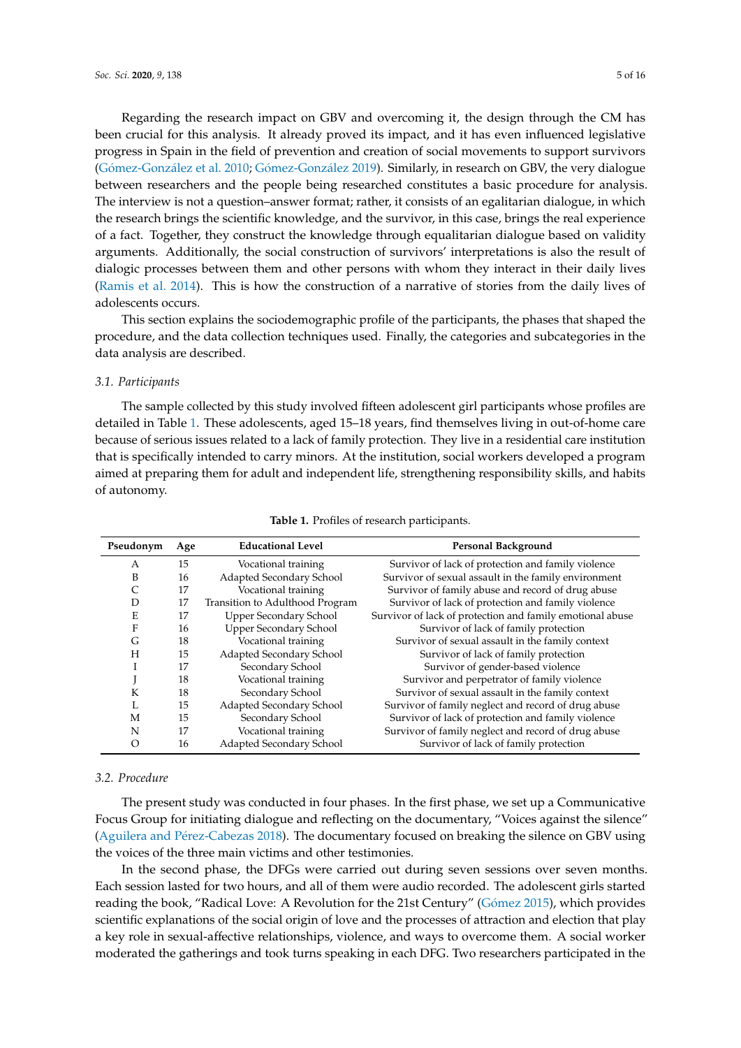Regarding the research impact on GBV and overcoming it, the design through the CM has been crucial for this analysis. It already proved its impact, and it has even influenced legislative progress in Spain in the field of prevention and creation of social movements to support survivors (Gómez-González et al. 2010; Gómez-González 2019). Similarly, in research on GBV, the very dialogue between researchers and the people being researched constitutes a basic procedure for analysis. The interview is not a question–answer format; rather, it consists of an egalitarian dialogue, in which the research brings the scientific knowledge, and the survivor, in this case, brings the real experience of a fact. Together, they construct the knowledge through equalitarian dialogue based on validity arguments. Additionally, the social construction of survivors' interpretations is also the result of dialogic processes between them and other persons with whom they interact in their daily lives (Ramis et al. 2014). This is how the construction of a narrative of stories from the daily lives of adolescents occurs.

This section explains the sociodemographic profile of the participants, the phases that shaped the procedure, and the data collection techniques used. Finally, the categories and subcategories in the data analysis are described.

### *3.1. Participants*

The sample collected by this study involved fifteen adolescent girl participants whose profiles are detailed in Table 1. These adolescents, aged 15–18 years, find themselves living in out-of-home care because of serious issues related to a lack of family protection. They live in a residential care institution that is specifically intended to carry minors. At the institution, social workers developed a program aimed at preparing them for adult and independent life, strengthening responsibility skills, and habits of autonomy.

**Table 1.** Profiles of research participants.

| Pseudonym | Age | Educational Level | Personal Background |
|---|---|---|---|
| A | 15 | Vocational training | Survivor of lack of protection and family violence |
| B | 16 | Adapted Secondary School | Survivor of sexual assault in the family environment |
| C | 17 | Vocational training | Survivor of family abuse and record of drug abuse |
| D | 17 | Transition to Adulthood Program | Survivor of lack of protection and family violence |
| E | 17 | Upper Secondary School | Survivor of lack of protection and family emotional abuse |
| F | 16 | Upper Secondary School | Survivor of lack of family protection |
| G | 18 | Vocational training | Survivor of sexual assault in the family context |
| H | 15 | Adapted Secondary School | Survivor of lack of family protection |
| I | 17 | Secondary School | Survivor of gender-based violence |
| J | 18 | Vocational training | Survivor and perpetrator of family violence |
| K | 18 | Secondary School | Survivor of sexual assault in the family context |
| L | 15 | Adapted Secondary School | Survivor of family neglect and record of drug abuse |
| M | 15 | Secondary School | Survivor of lack of protection and family violence |
| N | 17 | Vocational training | Survivor of family neglect and record of drug abuse |
| O | 16 | Adapted Secondary School | Survivor of lack of family protection |

### *3.2. Procedure*

The present study was conducted in four phases. In the first phase, we set up a Communicative Focus Group for initiating dialogue and reflecting on the documentary, "Voices against the silence" (Aguilera and Pérez-Cabezas 2018). The documentary focused on breaking the silence on GBV using the voices of the three main victims and other testimonies.

In the second phase, the DFGs were carried out during seven sessions over seven months. Each session lasted for two hours, and all of them were audio recorded. The adolescent girls started reading the book, "Radical Love: A Revolution for the 21st Century" (Gómez 2015), which provides scientific explanations of the social origin of love and the processes of attraction and election that play a key role in sexual-affective relationships, violence, and ways to overcome them. A social worker moderated the gatherings and took turns speaking in each DFG. Two researchers participated in the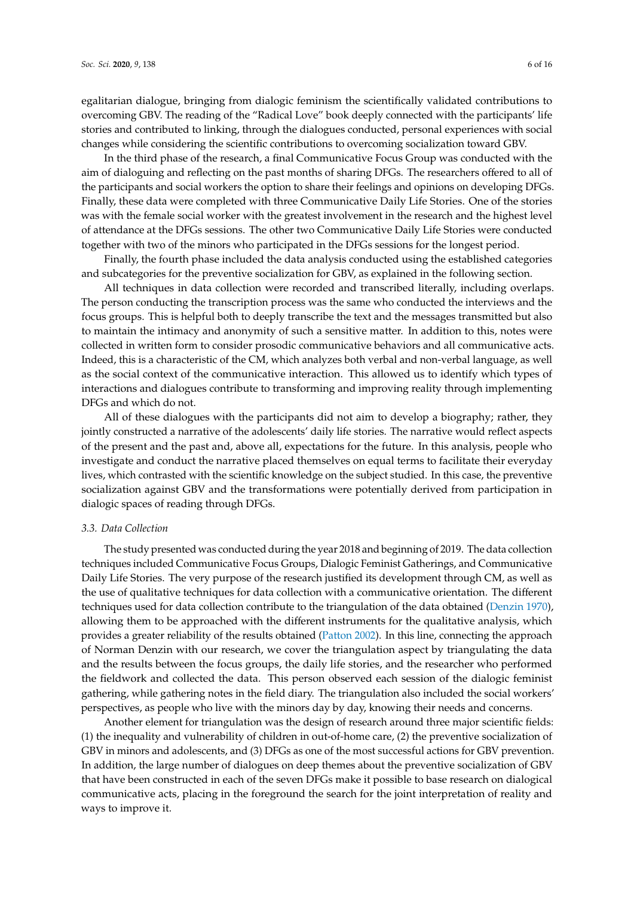egalitarian dialogue, bringing from dialogic feminism the scientifically validated contributions to overcoming GBV. The reading of the "Radical Love" book deeply connected with the participants' life stories and contributed to linking, through the dialogues conducted, personal experiences with social changes while considering the scientific contributions to overcoming socialization toward GBV.

In the third phase of the research, a final Communicative Focus Group was conducted with the aim of dialoguing and reflecting on the past months of sharing DFGs. The researchers offered to all of the participants and social workers the option to share their feelings and opinions on developing DFGs. Finally, these data were completed with three Communicative Daily Life Stories. One of the stories was with the female social worker with the greatest involvement in the research and the highest level of attendance at the DFGs sessions. The other two Communicative Daily Life Stories were conducted together with two of the minors who participated in the DFGs sessions for the longest period.

Finally, the fourth phase included the data analysis conducted using the established categories and subcategories for the preventive socialization for GBV, as explained in the following section.

All techniques in data collection were recorded and transcribed literally, including overlaps. The person conducting the transcription process was the same who conducted the interviews and the focus groups. This is helpful both to deeply transcribe the text and the messages transmitted but also to maintain the intimacy and anonymity of such a sensitive matter. In addition to this, notes were collected in written form to consider prosodic communicative behaviors and all communicative acts. Indeed, this is a characteristic of the CM, which analyzes both verbal and non-verbal language, as well as the social context of the communicative interaction. This allowed us to identify which types of interactions and dialogues contribute to transforming and improving reality through implementing DFGs and which do not.

All of these dialogues with the participants did not aim to develop a biography; rather, they jointly constructed a narrative of the adolescents' daily life stories. The narrative would reflect aspects of the present and the past and, above all, expectations for the future. In this analysis, people who investigate and conduct the narrative placed themselves on equal terms to facilitate their everyday lives, which contrasted with the scientific knowledge on the subject studied. In this case, the preventive socialization against GBV and the transformations were potentially derived from participation in dialogic spaces of reading through DFGs.

### *3.3. Data Collection*

The study presented was conducted during the year 2018 and beginning of 2019. The data collection techniques included Communicative Focus Groups, Dialogic Feminist Gatherings, and Communicative Daily Life Stories. The very purpose of the research justified its development through CM, as well as the use of qualitative techniques for data collection with a communicative orientation. The different techniques used for data collection contribute to the triangulation of the data obtained (Denzin 1970), allowing them to be approached with the different instruments for the qualitative analysis, which provides a greater reliability of the results obtained (Patton 2002). In this line, connecting the approach of Norman Denzin with our research, we cover the triangulation aspect by triangulating the data and the results between the focus groups, the daily life stories, and the researcher who performed the fieldwork and collected the data. This person observed each session of the dialogic feminist gathering, while gathering notes in the field diary. The triangulation also included the social workers' perspectives, as people who live with the minors day by day, knowing their needs and concerns.

Another element for triangulation was the design of research around three major scientific fields: (1) the inequality and vulnerability of children in out-of-home care, (2) the preventive socialization of GBV in minors and adolescents, and (3) DFGs as one of the most successful actions for GBV prevention. In addition, the large number of dialogues on deep themes about the preventive socialization of GBV that have been constructed in each of the seven DFGs make it possible to base research on dialogical communicative acts, placing in the foreground the search for the joint interpretation of reality and ways to improve it.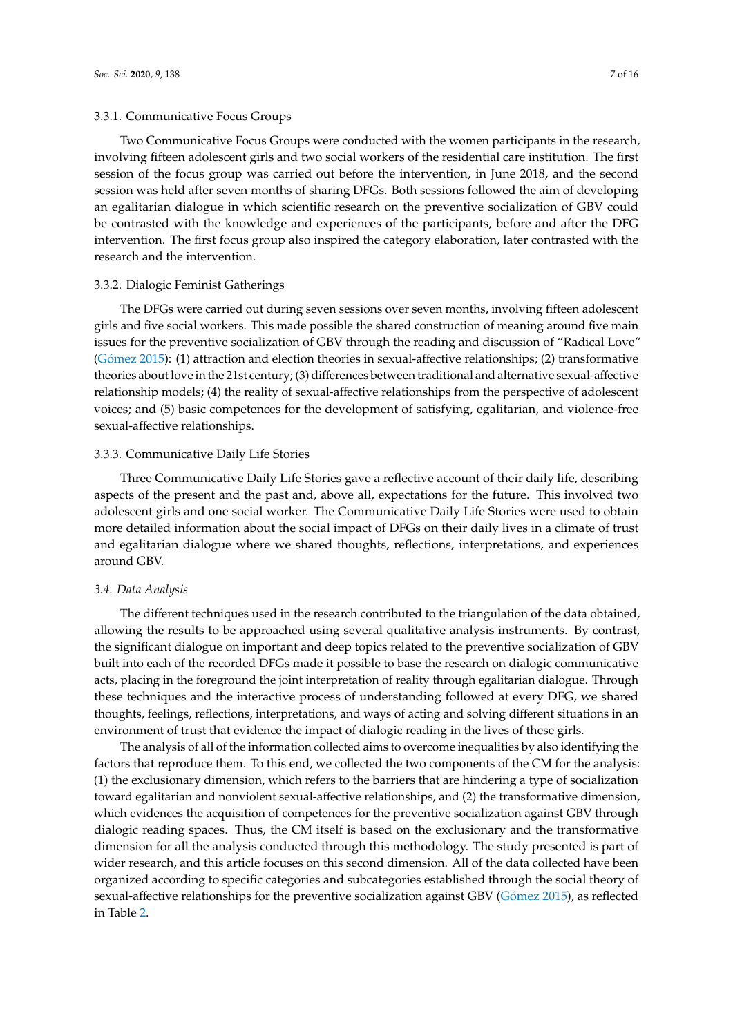#### 3.3.1. Communicative Focus Groups

Two Communicative Focus Groups were conducted with the women participants in the research, involving fifteen adolescent girls and two social workers of the residential care institution. The first session of the focus group was carried out before the intervention, in June 2018, and the second session was held after seven months of sharing DFGs. Both sessions followed the aim of developing an egalitarian dialogue in which scientific research on the preventive socialization of GBV could be contrasted with the knowledge and experiences of the participants, before and after the DFG intervention. The first focus group also inspired the category elaboration, later contrasted with the research and the intervention.

#### 3.3.2. Dialogic Feminist Gatherings

The DFGs were carried out during seven sessions over seven months, involving fifteen adolescent girls and five social workers. This made possible the shared construction of meaning around five main issues for the preventive socialization of GBV through the reading and discussion of "Radical Love" (Gómez 2015): (1) attraction and election theories in sexual-affective relationships; (2) transformative theories about love in the 21st century; (3) differences between traditional and alternative sexual-affective relationship models; (4) the reality of sexual-affective relationships from the perspective of adolescent voices; and (5) basic competences for the development of satisfying, egalitarian, and violence-free sexual-affective relationships.

#### 3.3.3. Communicative Daily Life Stories

Three Communicative Daily Life Stories gave a reflective account of their daily life, describing aspects of the present and the past and, above all, expectations for the future. This involved two adolescent girls and one social worker. The Communicative Daily Life Stories were used to obtain more detailed information about the social impact of DFGs on their daily lives in a climate of trust and egalitarian dialogue where we shared thoughts, reflections, interpretations, and experiences around GBV.

### *3.4. Data Analysis*

The different techniques used in the research contributed to the triangulation of the data obtained, allowing the results to be approached using several qualitative analysis instruments. By contrast, the significant dialogue on important and deep topics related to the preventive socialization of GBV built into each of the recorded DFGs made it possible to base the research on dialogic communicative acts, placing in the foreground the joint interpretation of reality through egalitarian dialogue. Through these techniques and the interactive process of understanding followed at every DFG, we shared thoughts, feelings, reflections, interpretations, and ways of acting and solving different situations in an environment of trust that evidence the impact of dialogic reading in the lives of these girls.

The analysis of all of the information collected aims to overcome inequalities by also identifying the factors that reproduce them. To this end, we collected the two components of the CM for the analysis: (1) the exclusionary dimension, which refers to the barriers that are hindering a type of socialization toward egalitarian and nonviolent sexual-affective relationships, and (2) the transformative dimension, which evidences the acquisition of competences for the preventive socialization against GBV through dialogic reading spaces. Thus, the CM itself is based on the exclusionary and the transformative dimension for all the analysis conducted through this methodology. The study presented is part of wider research, and this article focuses on this second dimension. All of the data collected have been organized according to specific categories and subcategories established through the social theory of sexual-affective relationships for the preventive socialization against GBV (Gómez 2015), as reflected in Table 2.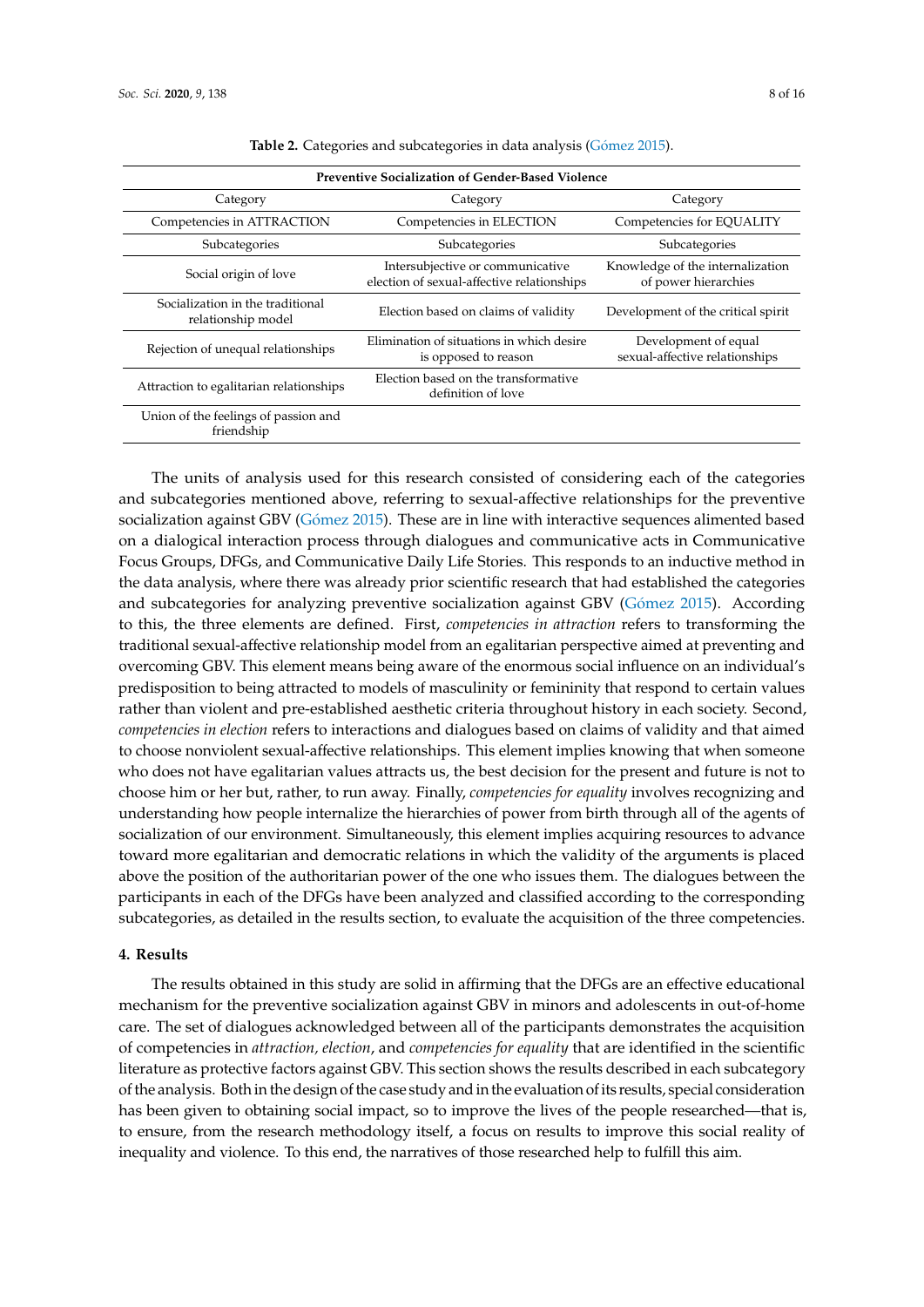**Table 2.** Categories and subcategories in data analysis (Gómez 2015).

| Preventive Socialization of Gender-Based Violence | | |
|---|---|---|
| Category | Category | Category |
| Competencies in ATTRACTION | Competencies in ELECTION | Competencies for EQUALITY |
| Subcategories | Subcategories | Subcategories |
| Social origin of love | Intersubjective or communicative election of sexual-affective relationships | Knowledge of the internalization of power hierarchies |
| Socialization in the traditional relationship model | Election based on claims of validity | Development of the critical spirit |
| Rejection of unequal relationships | Elimination of situations in which desire is opposed to reason | Development of equal sexual-affective relationships |
| Attraction to egalitarian relationships | Election based on the transformative definition of love | |
| Union of the feelings of passion and friendship | | |

The units of analysis used for this research consisted of considering each of the categories and subcategories mentioned above, referring to sexual-affective relationships for the preventive socialization against GBV (Gómez 2015). These are in line with interactive sequences alimented based on a dialogical interaction process through dialogues and communicative acts in Communicative Focus Groups, DFGs, and Communicative Daily Life Stories. This responds to an inductive method in the data analysis, where there was already prior scientific research that had established the categories and subcategories for analyzing preventive socialization against GBV (Gómez 2015). According to this, the three elements are defined. First, *competencies in attraction* refers to transforming the traditional sexual-affective relationship model from an egalitarian perspective aimed at preventing and overcoming GBV. This element means being aware of the enormous social influence on an individual's predisposition to being attracted to models of masculinity or femininity that respond to certain values rather than violent and pre-established aesthetic criteria throughout history in each society. Second, *competencies in election* refers to interactions and dialogues based on claims of validity and that aimed to choose nonviolent sexual-affective relationships. This element implies knowing that when someone who does not have egalitarian values attracts us, the best decision for the present and future is not to choose him or her but, rather, to run away. Finally, *competencies for equality* involves recognizing and understanding how people internalize the hierarchies of power from birth through all of the agents of socialization of our environment. Simultaneously, this element implies acquiring resources to advance toward more egalitarian and democratic relations in which the validity of the arguments is placed above the position of the authoritarian power of the one who issues them. The dialogues between the participants in each of the DFGs have been analyzed and classified according to the corresponding subcategories, as detailed in the results section, to evaluate the acquisition of the three competencies.

## 4. Results

The results obtained in this study are solid in affirming that the DFGs are an effective educational mechanism for the preventive socialization against GBV in minors and adolescents in out-of-home care. The set of dialogues acknowledged between all of the participants demonstrates the acquisition of competencies in *attraction, election*, and *competencies for equality* that are identified in the scientific literature as protective factors against GBV. This section shows the results described in each subcategory of the analysis. Both in the design of the case study and in the evaluation of its results, special consideration has been given to obtaining social impact, so to improve the lives of the people researched—that is, to ensure, from the research methodology itself, a focus on results to improve this social reality of inequality and violence. To this end, the narratives of those researched help to fulfill this aim.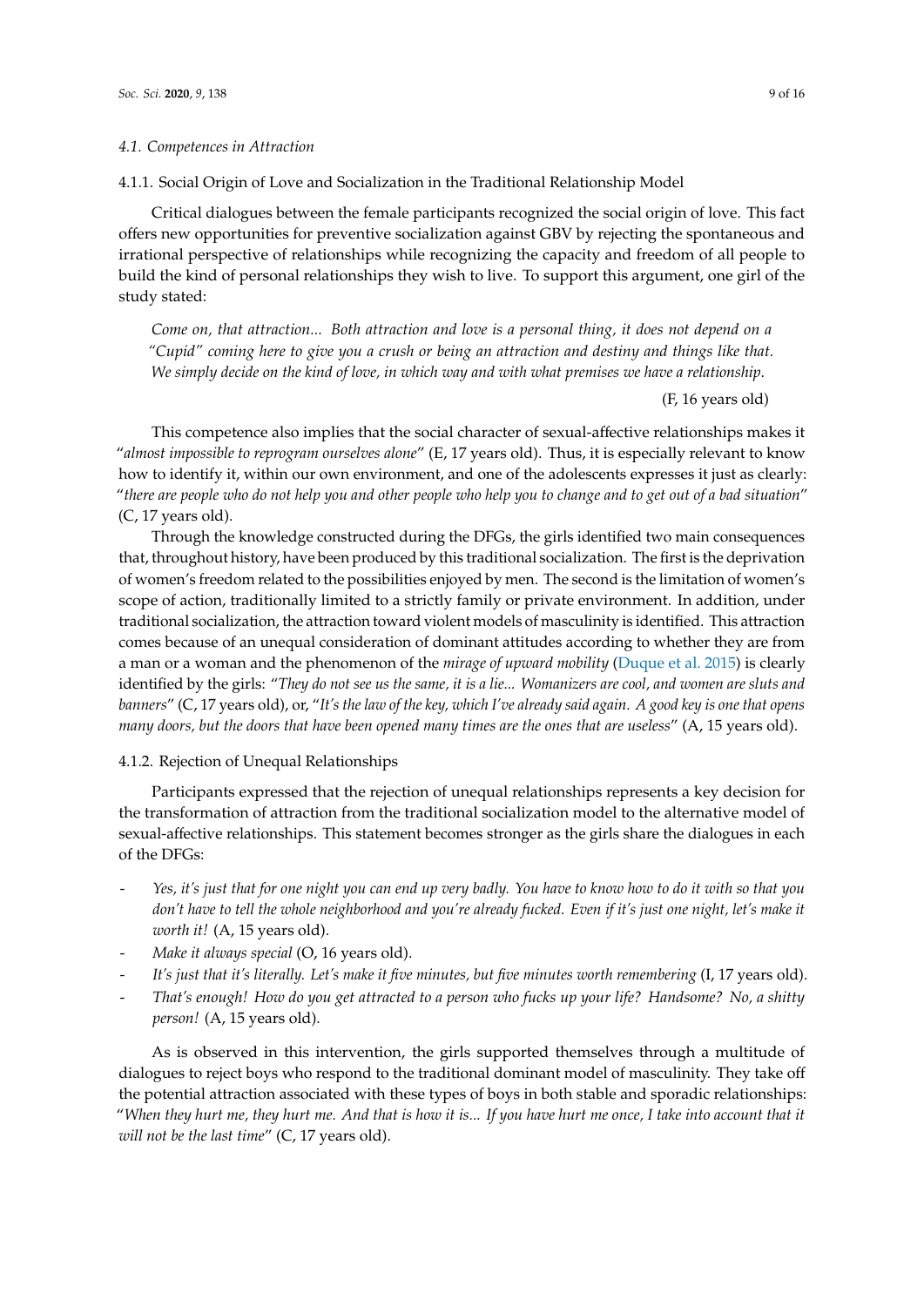### 4.1. Competences in Attraction

#### 4.1.1. Social Origin of Love and Socialization in the Traditional Relationship Model

Critical dialogues between the female participants recognized the social origin of love. This fact offers new opportunities for preventive socialization against GBV by rejecting the spontaneous and irrational perspective of relationships while recognizing the capacity and freedom of all people to build the kind of personal relationships they wish to live. To support this argument, one girl of the study stated:

> *Come on, that attraction... Both attraction and love is a personal thing, it does not depend on a "Cupid" coming here to give you a crush or being an attraction and destiny and things like that. We simply decide on the kind of love, in which way and with what premises we have a relationship.*
>
> (F, 16 years old)

This competence also implies that the social character of sexual-affective relationships makes it "*almost impossible to reprogram ourselves alone*" (E, 17 years old). Thus, it is especially relevant to know how to identify it, within our own environment, and one of the adolescents expresses it just as clearly: "*there are people who do not help you and other people who help you to change and to get out of a bad situation*" (C, 17 years old).

Through the knowledge constructed during the DFGs, the girls identified two main consequences that, throughout history, have been produced by this traditional socialization. The first is the deprivation of women's freedom related to the possibilities enjoyed by men. The second is the limitation of women's scope of action, traditionally limited to a strictly family or private environment. In addition, under traditional socialization, the attraction toward violent models of masculinity is identified. This attraction comes because of an unequal consideration of dominant attitudes according to whether they are from a man or a woman and the phenomenon of the *mirage of upward mobility* (Duque et al. 2015) is clearly identified by the girls: "*They do not see us the same, it is a lie... Womanizers are cool, and women are sluts and banners*" (C, 17 years old), or, "*It's the law of the key, which I've already said again. A good key is one that opens many doors, but the doors that have been opened many times are the ones that are useless*" (A, 15 years old).

#### 4.1.2. Rejection of Unequal Relationships

Participants expressed that the rejection of unequal relationships represents a key decision for the transformation of attraction from the traditional socialization model to the alternative model of sexual-affective relationships. This statement becomes stronger as the girls share the dialogues in each of the DFGs:

- *Yes, it's just that for one night you can end up very badly. You have to know how to do it with so that you don't have to tell the whole neighborhood and you're already fucked. Even if it's just one night, let's make it worth it!* (A, 15 years old).
- *Make it always special* (O, 16 years old).
- *It's just that it's literally. Let's make it five minutes, but five minutes worth remembering* (I, 17 years old).
- *That's enough! How do you get attracted to a person who fucks up your life? Handsome? No, a shitty person!* (A, 15 years old).

As is observed in this intervention, the girls supported themselves through a multitude of dialogues to reject boys who respond to the traditional dominant model of masculinity. They take off the potential attraction associated with these types of boys in both stable and sporadic relationships: "*When they hurt me, they hurt me. And that is how it is... If you have hurt me once, I take into account that it will not be the last time*" (C, 17 years old).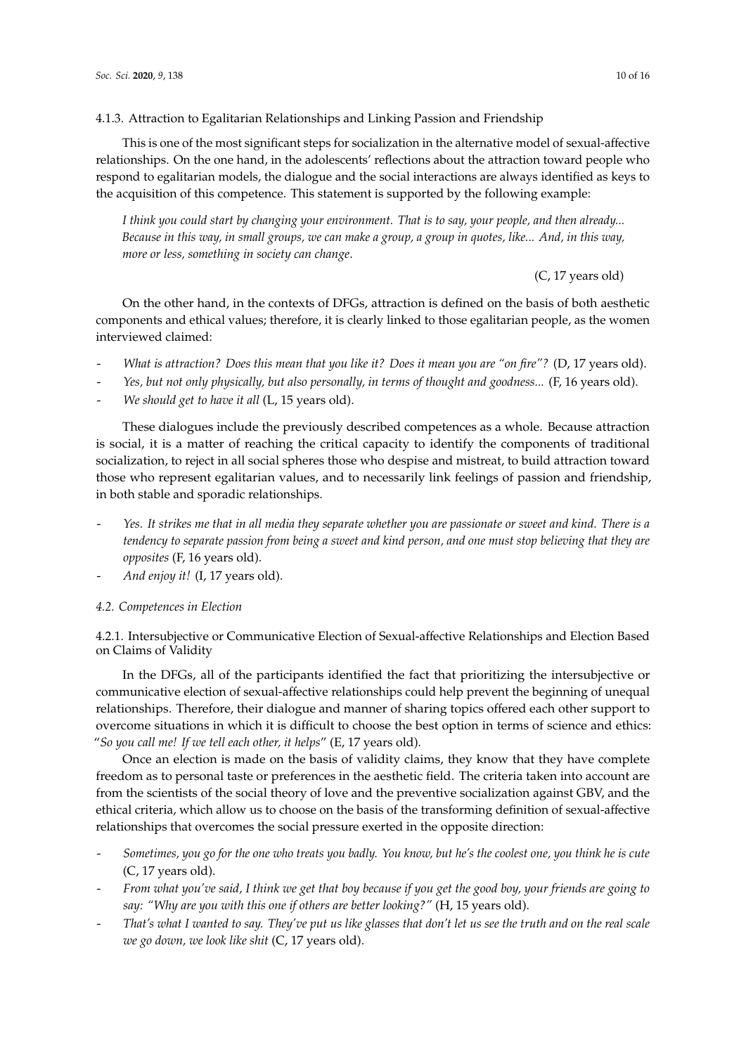#### 4.1.3. Attraction to Egalitarian Relationships and Linking Passion and Friendship

This is one of the most significant steps for socialization in the alternative model of sexual-affective relationships. On the one hand, in the adolescents' reflections about the attraction toward people who respond to egalitarian models, the dialogue and the social interactions are always identified as keys to the acquisition of this competence. This statement is supported by the following example:

> *I think you could start by changing your environment. That is to say, your people, and then already... Because in this way, in small groups, we can make a group, a group in quotes, like... And, in this way, more or less, something in society can change*.
>
> (C, 17 years old)

On the other hand, in the contexts of DFGs, attraction is defined on the basis of both aesthetic components and ethical values; therefore, it is clearly linked to those egalitarian people, as the women interviewed claimed:

- *What is attraction? Does this mean that you like it? Does it mean you are "on fire"?* (D, 17 years old).
- *Yes, but not only physically, but also personally, in terms of thought and goodness...* (F, 16 years old).
- *We should get to have it all* (L, 15 years old).

These dialogues include the previously described competences as a whole. Because attraction is social, it is a matter of reaching the critical capacity to identify the components of traditional socialization, to reject in all social spheres those who despise and mistreat, to build attraction toward those who represent egalitarian values, and to necessarily link feelings of passion and friendship, in both stable and sporadic relationships.

- *Yes. It strikes me that in all media they separate whether you are passionate or sweet and kind. There is a tendency to separate passion from being a sweet and kind person, and one must stop believing that they are opposites* (F, 16 years old).
- *And enjoy it!* (I, 17 years old).

### *4.2. Competences in Election*

#### 4.2.1. Intersubjective or Communicative Election of Sexual-affective Relationships and Election Based on Claims of Validity

In the DFGs, all of the participants identified the fact that prioritizing the intersubjective or communicative election of sexual-affective relationships could help prevent the beginning of unequal relationships. Therefore, their dialogue and manner of sharing topics offered each other support to overcome situations in which it is difficult to choose the best option in terms of science and ethics: "*So you call me! If we tell each other, it helps*" (E, 17 years old).

Once an election is made on the basis of validity claims, they know that they have complete freedom as to personal taste or preferences in the aesthetic field. The criteria taken into account are from the scientists of the social theory of love and the preventive socialization against GBV, and the ethical criteria, which allow us to choose on the basis of the transforming definition of sexual-affective relationships that overcomes the social pressure exerted in the opposite direction:

- *Sometimes, you go for the one who treats you badly. You know, but he's the coolest one, you think he is cute* (C, 17 years old).
- *From what you've said, I think we get that boy because if you get the good boy, your friends are going to say: "Why are you with this one if others are better looking?"* (H, 15 years old).
- *That's what I wanted to say. They've put us like glasses that don't let us see the truth and on the real scale we go down, we look like shit* (C, 17 years old).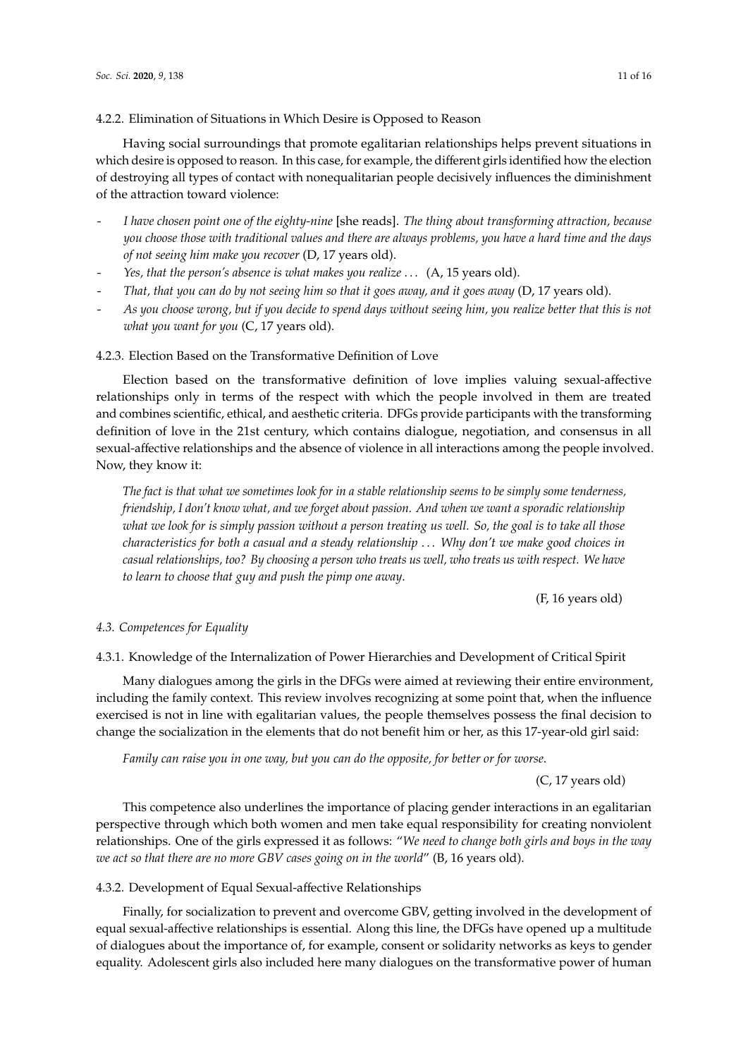#### 4.2.2. Elimination of Situations in Which Desire is Opposed to Reason

Having social surroundings that promote egalitarian relationships helps prevent situations in which desire is opposed to reason. In this case, for example, the different girls identified how the election of destroying all types of contact with nonequalitarian people decisively influences the diminishment of the attraction toward violence:

- *I have chosen point one of the eighty-nine* [she reads]. *The thing about transforming attraction, because you choose those with traditional values and there are always problems, you have a hard time and the days of not seeing him make you recover* (D, 17 years old).
- *Yes, that the person's absence is what makes you realize . . .* (A, 15 years old).
- *That, that you can do by not seeing him so that it goes away, and it goes away* (D, 17 years old).
- *As you choose wrong, but if you decide to spend days without seeing him, you realize better that this is not what you want for you* (C, 17 years old).

#### 4.2.3. Election Based on the Transformative Definition of Love

Election based on the transformative definition of love implies valuing sexual-affective relationships only in terms of the respect with which the people involved in them are treated and combines scientific, ethical, and aesthetic criteria. DFGs provide participants with the transforming definition of love in the 21st century, which contains dialogue, negotiation, and consensus in all sexual-affective relationships and the absence of violence in all interactions among the people involved. Now, they know it:

> *The fact is that what we sometimes look for in a stable relationship seems to be simply some tenderness, friendship, I don't know what, and we forget about passion. And when we want a sporadic relationship what we look for is simply passion without a person treating us well. So, the goal is to take all those characteristics for both a casual and a steady relationship . . . Why don't we make good choices in casual relationships, too? By choosing a person who treats us well, who treats us with respect. We have to learn to choose that guy and push the pimp one away.*
>
> (F, 16 years old)

### *4.3. Competences for Equality*

#### 4.3.1. Knowledge of the Internalization of Power Hierarchies and Development of Critical Spirit

Many dialogues among the girls in the DFGs were aimed at reviewing their entire environment, including the family context. This review involves recognizing at some point that, when the influence exercised is not in line with egalitarian values, the people themselves possess the final decision to change the socialization in the elements that do not benefit him or her, as this 17-year-old girl said:

> *Family can raise you in one way, but you can do the opposite, for better or for worse.*
>
> (C, 17 years old)

This competence also underlines the importance of placing gender interactions in an egalitarian perspective through which both women and men take equal responsibility for creating nonviolent relationships. One of the girls expressed it as follows: "*We need to change both girls and boys in the way we act so that there are no more GBV cases going on in the world*" (B, 16 years old).

#### 4.3.2. Development of Equal Sexual-affective Relationships

Finally, for socialization to prevent and overcome GBV, getting involved in the development of equal sexual-affective relationships is essential. Along this line, the DFGs have opened up a multitude of dialogues about the importance of, for example, consent or solidarity networks as keys to gender equality. Adolescent girls also included here many dialogues on the transformative power of human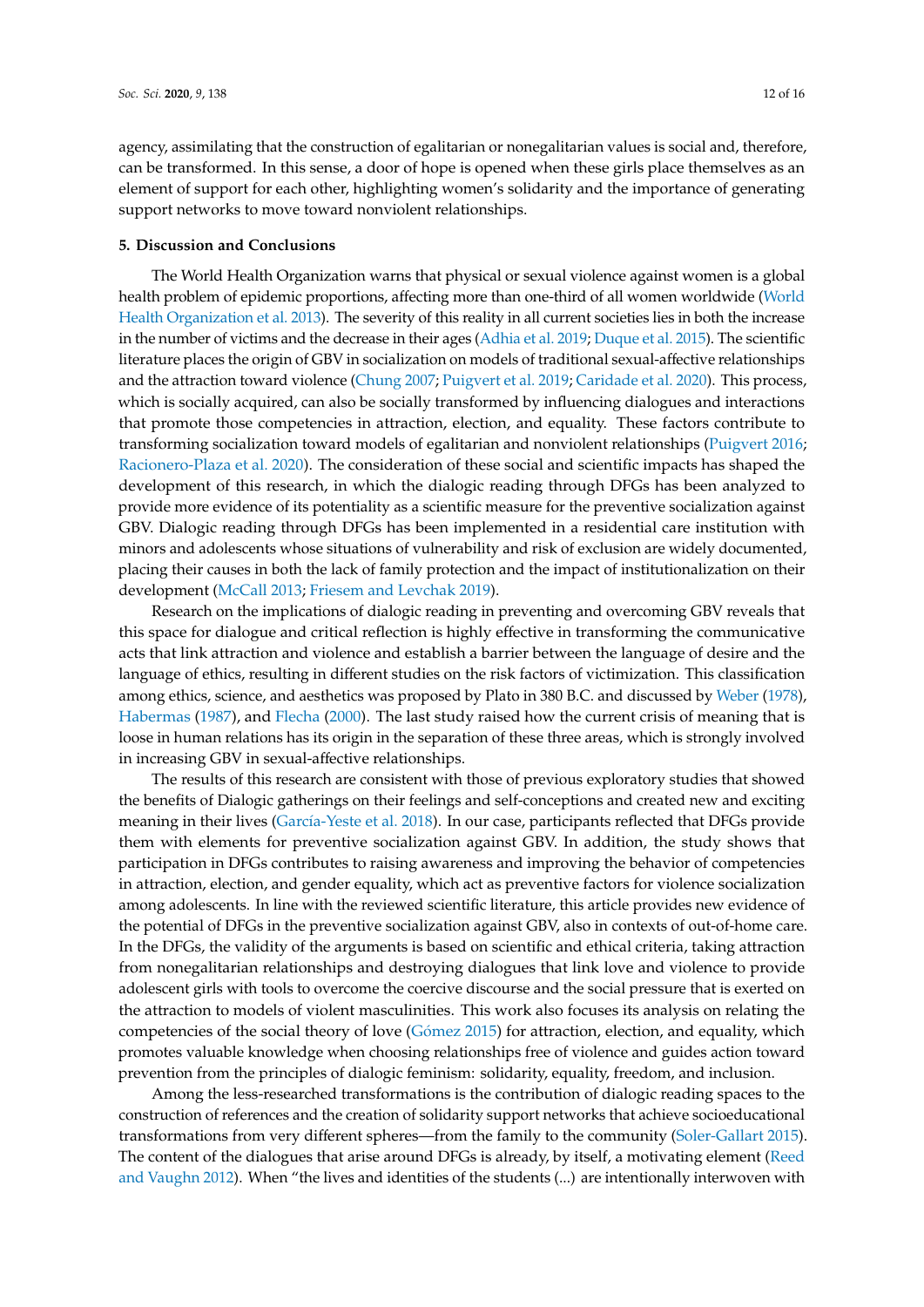agency, assimilating that the construction of egalitarian or nonegalitarian values is social and, therefore, can be transformed. In this sense, a door of hope is opened when these girls place themselves as an element of support for each other, highlighting women's solidarity and the importance of generating support networks to move toward nonviolent relationships.

## 5. Discussion and Conclusions

The World Health Organization warns that physical or sexual violence against women is a global health problem of epidemic proportions, affecting more than one-third of all women worldwide (World Health Organization et al. 2013). The severity of this reality in all current societies lies in both the increase in the number of victims and the decrease in their ages (Adhia et al. 2019; Duque et al. 2015). The scientific literature places the origin of GBV in socialization on models of traditional sexual-affective relationships and the attraction toward violence (Chung 2007; Puigvert et al. 2019; Caridade et al. 2020). This process, which is socially acquired, can also be socially transformed by influencing dialogues and interactions that promote those competencies in attraction, election, and equality. These factors contribute to transforming socialization toward models of egalitarian and nonviolent relationships (Puigvert 2016; Racionero-Plaza et al. 2020). The consideration of these social and scientific impacts has shaped the development of this research, in which the dialogic reading through DFGs has been analyzed to provide more evidence of its potentiality as a scientific measure for the preventive socialization against GBV. Dialogic reading through DFGs has been implemented in a residential care institution with minors and adolescents whose situations of vulnerability and risk of exclusion are widely documented, placing their causes in both the lack of family protection and the impact of institutionalization on their development (McCall 2013; Friesem and Levchak 2019).

Research on the implications of dialogic reading in preventing and overcoming GBV reveals that this space for dialogue and critical reflection is highly effective in transforming the communicative acts that link attraction and violence and establish a barrier between the language of desire and the language of ethics, resulting in different studies on the risk factors of victimization. This classification among ethics, science, and aesthetics was proposed by Plato in 380 B.C. and discussed by Weber (1978), Habermas (1987), and Flecha (2000). The last study raised how the current crisis of meaning that is loose in human relations has its origin in the separation of these three areas, which is strongly involved in increasing GBV in sexual-affective relationships.

The results of this research are consistent with those of previous exploratory studies that showed the benefits of Dialogic gatherings on their feelings and self-conceptions and created new and exciting meaning in their lives (García-Yeste et al. 2018). In our case, participants reflected that DFGs provide them with elements for preventive socialization against GBV. In addition, the study shows that participation in DFGs contributes to raising awareness and improving the behavior of competencies in attraction, election, and gender equality, which act as preventive factors for violence socialization among adolescents. In line with the reviewed scientific literature, this article provides new evidence of the potential of DFGs in the preventive socialization against GBV, also in contexts of out-of-home care. In the DFGs, the validity of the arguments is based on scientific and ethical criteria, taking attraction from nonegalitarian relationships and destroying dialogues that link love and violence to provide adolescent girls with tools to overcome the coercive discourse and the social pressure that is exerted on the attraction to models of violent masculinities. This work also focuses its analysis on relating the competencies of the social theory of love (Gómez 2015) for attraction, election, and equality, which promotes valuable knowledge when choosing relationships free of violence and guides action toward prevention from the principles of dialogic feminism: solidarity, equality, freedom, and inclusion.

Among the less-researched transformations is the contribution of dialogic reading spaces to the construction of references and the creation of solidarity support networks that achieve socioeducational transformations from very different spheres—from the family to the community (Soler-Gallart 2015). The content of the dialogues that arise around DFGs is already, by itself, a motivating element (Reed and Vaughn 2012). When "the lives and identities of the students (...) are intentionally interwoven with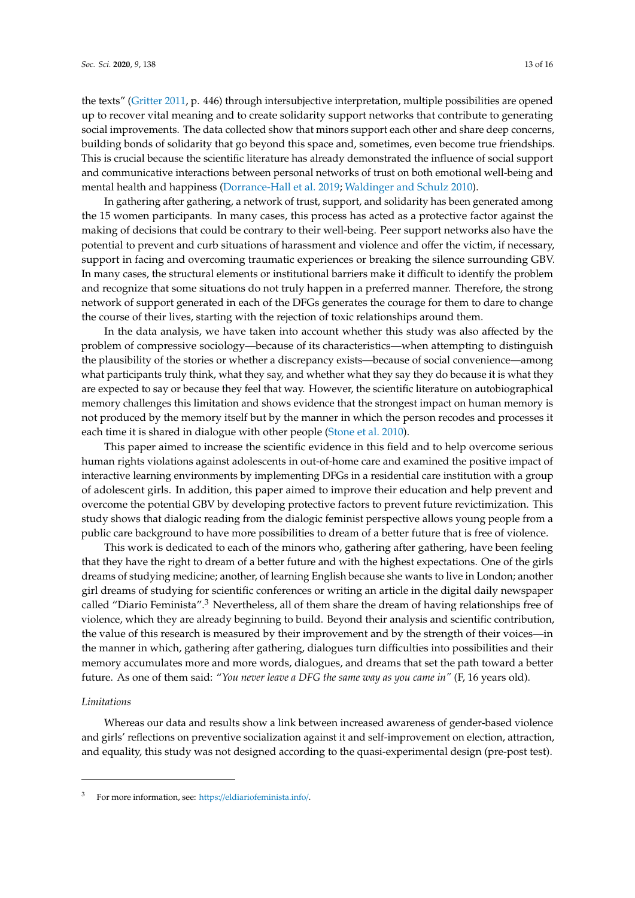the texts" (Gritter 2011, p. 446) through intersubjective interpretation, multiple possibilities are opened up to recover vital meaning and to create solidarity support networks that contribute to generating social improvements. The data collected show that minors support each other and share deep concerns, building bonds of solidarity that go beyond this space and, sometimes, even become true friendships. This is crucial because the scientific literature has already demonstrated the influence of social support and communicative interactions between personal networks of trust on both emotional well-being and mental health and happiness (Dorrance-Hall et al. 2019; Waldinger and Schulz 2010).

In gathering after gathering, a network of trust, support, and solidarity has been generated among the 15 women participants. In many cases, this process has acted as a protective factor against the making of decisions that could be contrary to their well-being. Peer support networks also have the potential to prevent and curb situations of harassment and violence and offer the victim, if necessary, support in facing and overcoming traumatic experiences or breaking the silence surrounding GBV. In many cases, the structural elements or institutional barriers make it difficult to identify the problem and recognize that some situations do not truly happen in a preferred manner. Therefore, the strong network of support generated in each of the DFGs generates the courage for them to dare to change the course of their lives, starting with the rejection of toxic relationships around them.

In the data analysis, we have taken into account whether this study was also affected by the problem of compressive sociology—because of its characteristics—when attempting to distinguish the plausibility of the stories or whether a discrepancy exists—because of social convenience—among what participants truly think, what they say, and whether what they say they do because it is what they are expected to say or because they feel that way. However, the scientific literature on autobiographical memory challenges this limitation and shows evidence that the strongest impact on human memory is not produced by the memory itself but by the manner in which the person recodes and processes it each time it is shared in dialogue with other people (Stone et al. 2010).

This paper aimed to increase the scientific evidence in this field and to help overcome serious human rights violations against adolescents in out-of-home care and examined the positive impact of interactive learning environments by implementing DFGs in a residential care institution with a group of adolescent girls. In addition, this paper aimed to improve their education and help prevent and overcome the potential GBV by developing protective factors to prevent future revictimization. This study shows that dialogic reading from the dialogic feminist perspective allows young people from a public care background to have more possibilities to dream of a better future that is free of violence.

This work is dedicated to each of the minors who, gathering after gathering, have been feeling that they have the right to dream of a better future and with the highest expectations. One of the girls dreams of studying medicine; another, of learning English because she wants to live in London; another girl dreams of studying for scientific conferences or writing an article in the digital daily newspaper called "Diario Feminista".[3] Nevertheless, all of them share the dream of having relationships free of violence, which they are already beginning to build. Beyond their analysis and scientific contribution, the value of this research is measured by their improvement and by the strength of their voices—in the manner in which, gathering after gathering, dialogues turn difficulties into possibilities and their memory accumulates more and more words, dialogues, and dreams that set the path toward a better future. As one of them said: *"You never leave a DFG the same way as you came in"* (F, 16 years old).

*Limitations*

Whereas our data and results show a link between increased awareness of gender-based violence and girls' reflections on preventive socialization against it and self-improvement on election, attraction, and equality, this study was not designed according to the quasi-experimental design (pre-post test).

---

[3] For more information, see: https://eldiariofeminista.info/.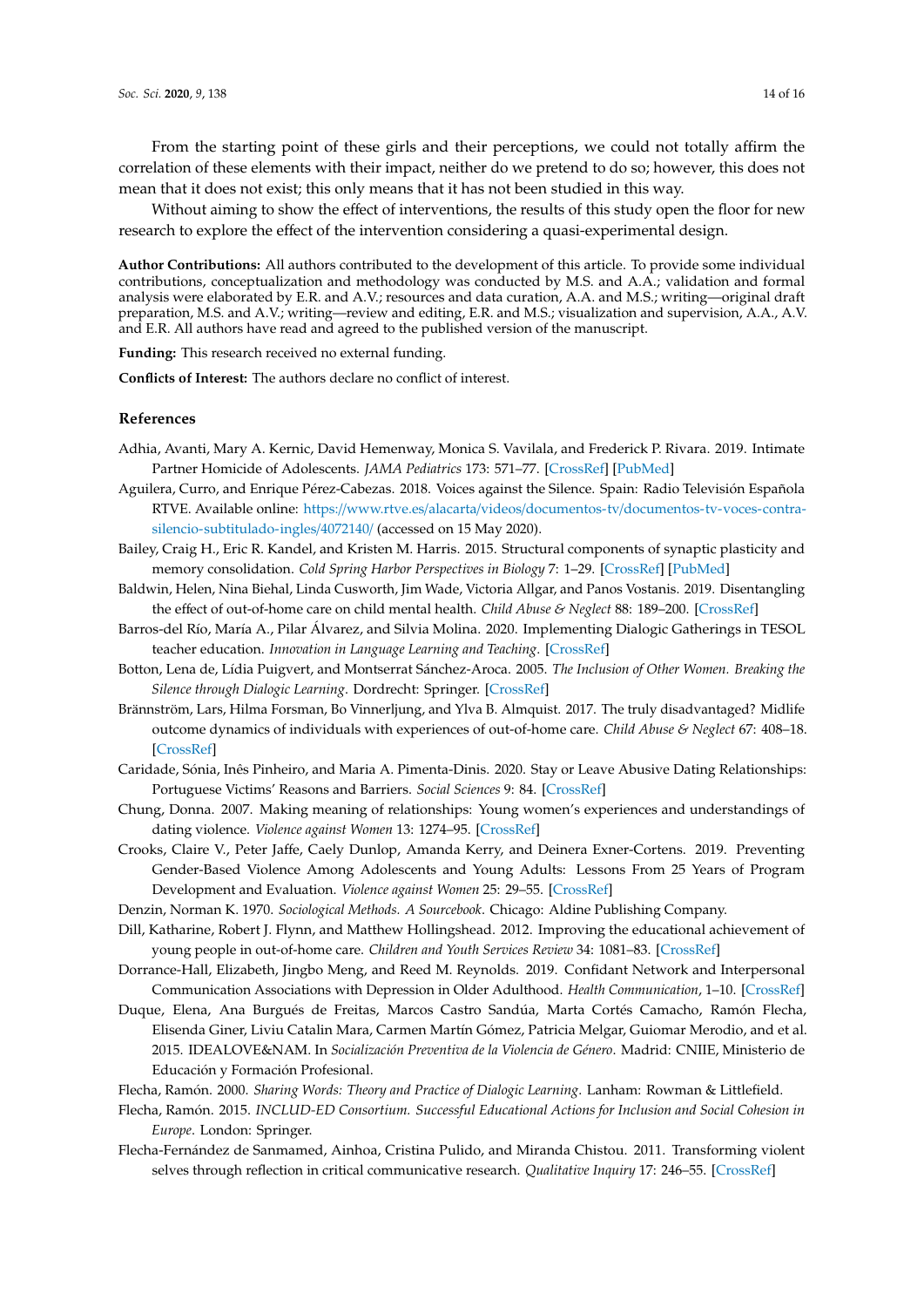From the starting point of these girls and their perceptions, we could not totally affirm the correlation of these elements with their impact, neither do we pretend to do so; however, this does not mean that it does not exist; this only means that it has not been studied in this way.

Without aiming to show the effect of interventions, the results of this study open the floor for new research to explore the effect of the intervention considering a quasi-experimental design.

**Author Contributions:** All authors contributed to the development of this article. To provide some individual contributions, conceptualization and methodology was conducted by M.S. and A.A.; validation and formal analysis were elaborated by E.R. and A.V.; resources and data curation, A.A. and M.S.; writing—original draft preparation, M.S. and A.V.; writing—review and editing, E.R. and M.S.; visualization and supervision, A.A., A.V. and E.R. All authors have read and agreed to the published version of the manuscript.

**Funding:** This research received no external funding.

**Conflicts of Interest:** The authors declare no conflict of interest.

## References

Adhia, Avanti, Mary A. Kernic, David Hemenway, Monica S. Vavilala, and Frederick P. Rivara. 2019. Intimate Partner Homicide of Adolescents. *JAMA Pediatrics* 173: 571–77. [CrossRef] [PubMed]

Aguilera, Curro, and Enrique Pérez-Cabezas. 2018. Voices against the Silence. Spain: Radio Televisión Española RTVE. Available online: https://www.rtve.es/alacarta/videos/documentos-tv/documentos-tv-voces-contra-silencio-subtitulado-ingles/4072140/ (accessed on 15 May 2020).

Bailey, Craig H., Eric R. Kandel, and Kristen M. Harris. 2015. Structural components of synaptic plasticity and memory consolidation. *Cold Spring Harbor Perspectives in Biology* 7: 1–29. [CrossRef] [PubMed]

Baldwin, Helen, Nina Biehal, Linda Cusworth, Jim Wade, Victoria Allgar, and Panos Vostanis. 2019. Disentangling the effect of out-of-home care on child mental health. *Child Abuse & Neglect* 88: 189–200. [CrossRef]

Barros-del Río, María A., Pilar Álvarez, and Silvia Molina. 2020. Implementing Dialogic Gatherings in TESOL teacher education. *Innovation in Language Learning and Teaching*. [CrossRef]

Botton, Lena de, Lídia Puigvert, and Montserrat Sánchez-Aroca. 2005. *The Inclusion of Other Women. Breaking the Silence through Dialogic Learning*. Dordrecht: Springer. [CrossRef]

Brännström, Lars, Hilma Forsman, Bo Vinnerljung, and Ylva B. Almquist. 2017. The truly disadvantaged? Midlife outcome dynamics of individuals with experiences of out-of-home care. *Child Abuse & Neglect* 67: 408–18. [CrossRef]

Caridade, Sónia, Inês Pinheiro, and Maria A. Pimenta-Dinis. 2020. Stay or Leave Abusive Dating Relationships: Portuguese Victims' Reasons and Barriers. *Social Sciences* 9: 84. [CrossRef]

Chung, Donna. 2007. Making meaning of relationships: Young women's experiences and understandings of dating violence. *Violence against Women* 13: 1274–95. [CrossRef]

Crooks, Claire V., Peter Jaffe, Caely Dunlop, Amanda Kerry, and Deinera Exner-Cortens. 2019. Preventing Gender-Based Violence Among Adolescents and Young Adults: Lessons From 25 Years of Program Development and Evaluation. *Violence against Women* 25: 29–55. [CrossRef]

Denzin, Norman K. 1970. *Sociological Methods. A Sourcebook*. Chicago: Aldine Publishing Company.

Dill, Katharine, Robert J. Flynn, and Matthew Hollingshead. 2012. Improving the educational achievement of young people in out-of-home care. *Children and Youth Services Review* 34: 1081–83. [CrossRef]

Dorrance-Hall, Elizabeth, Jingbo Meng, and Reed M. Reynolds. 2019. Confidant Network and Interpersonal Communication Associations with Depression in Older Adulthood. *Health Communication*, 1–10. [CrossRef]

Duque, Elena, Ana Burgués de Freitas, Marcos Castro Sandúa, Marta Cortés Camacho, Ramón Flecha, Elisenda Giner, Liviu Catalin Mara, Carmen Martín Gómez, Patricia Melgar, Guiomar Merodio, and et al. 2015. IDEALOVE&NAM. In *Socialización Preventiva de la Violencia de Género*. Madrid: CNIIE, Ministerio de Educación y Formación Profesional.

Flecha, Ramón. 2000. *Sharing Words: Theory and Practice of Dialogic Learning*. Lanham: Rowman & Littlefield.

Flecha, Ramón. 2015. *INCLUD-ED Consortium. Successful Educational Actions for Inclusion and Social Cohesion in Europe*. London: Springer.

Flecha-Fernández de Sanmamed, Ainhoa, Cristina Pulido, and Miranda Chistou. 2011. Transforming violent selves through reflection in critical communicative research. *Qualitative Inquiry* 17: 246–55. [CrossRef]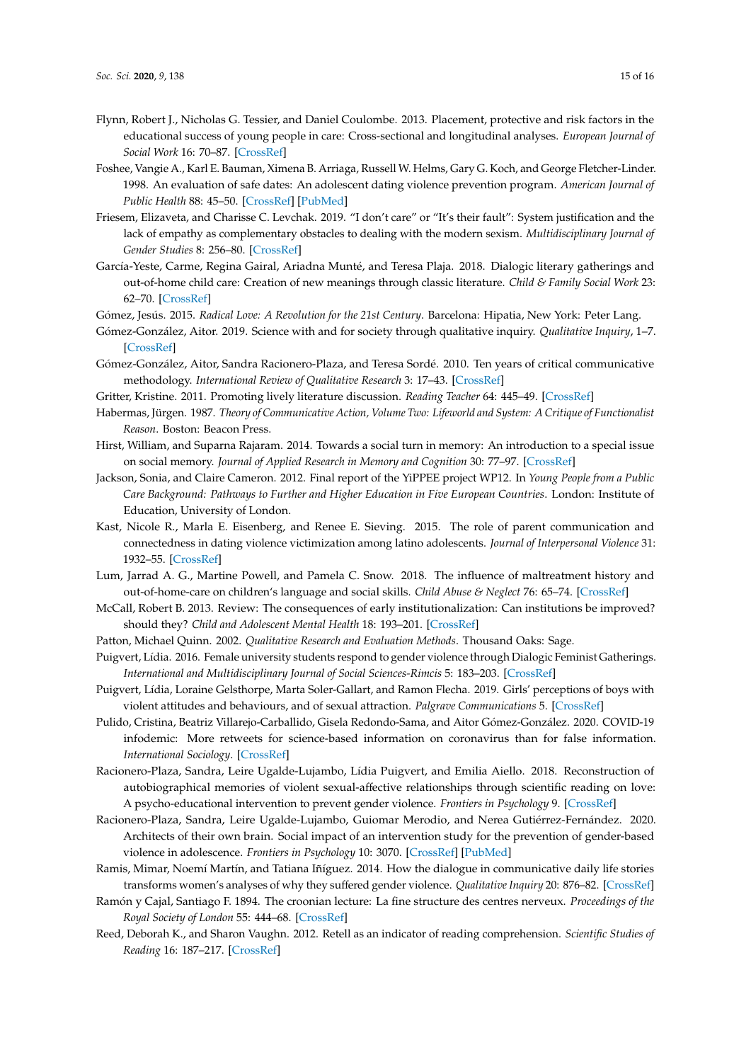Flynn, Robert J., Nicholas G. Tessier, and Daniel Coulombe. 2013. Placement, protective and risk factors in the educational success of young people in care: Cross-sectional and longitudinal analyses. *European Journal of Social Work* 16: 70–87. [CrossRef]

Foshee, Vangie A., Karl E. Bauman, Ximena B. Arriaga, Russell W. Helms, Gary G. Koch, and George Fletcher-Linder. 1998. An evaluation of safe dates: An adolescent dating violence prevention program. *American Journal of Public Health* 88: 45–50. [CrossRef] [PubMed]

Friesem, Elizaveta, and Charisse C. Levchak. 2019. "I don't care" or "It's their fault": System justification and the lack of empathy as complementary obstacles to dealing with the modern sexism. *Multidisciplinary Journal of Gender Studies* 8: 256–80. [CrossRef]

García-Yeste, Carme, Regina Gairal, Ariadna Munté, and Teresa Plaja. 2018. Dialogic literary gatherings and out-of-home child care: Creation of new meanings through classic literature. *Child & Family Social Work* 23: 62–70. [CrossRef]

Gómez, Jesús. 2015. *Radical Love: A Revolution for the 21st Century*. Barcelona: Hipatia, New York: Peter Lang.

Gómez-González, Aitor. 2019. Science with and for society through qualitative inquiry. *Qualitative Inquiry*, 1–7. [CrossRef]

Gómez-González, Aitor, Sandra Racionero-Plaza, and Teresa Sordé. 2010. Ten years of critical communicative methodology. *International Review of Qualitative Research* 3: 17–43. [CrossRef]

Gritter, Kristine. 2011. Promoting lively literature discussion. *Reading Teacher* 64: 445–49. [CrossRef]

Habermas, Jürgen. 1987. *Theory of Communicative Action, Volume Two: Lifeworld and System: A Critique of Functionalist Reason*. Boston: Beacon Press.

Hirst, William, and Suparna Rajaram. 2014. Towards a social turn in memory: An introduction to a special issue on social memory. *Journal of Applied Research in Memory and Cognition* 30: 77–97. [CrossRef]

Jackson, Sonia, and Claire Cameron. 2012. Final report of the YiPPEE project WP12. In *Young People from a Public Care Background: Pathways to Further and Higher Education in Five European Countries*. London: Institute of Education, University of London.

Kast, Nicole R., Marla E. Eisenberg, and Renee E. Sieving. 2015. The role of parent communication and connectedness in dating violence victimization among latino adolescents. *Journal of Interpersonal Violence* 31: 1932–55. [CrossRef]

Lum, Jarrad A. G., Martine Powell, and Pamela C. Snow. 2018. The influence of maltreatment history and out-of-home-care on children's language and social skills. *Child Abuse & Neglect* 76: 65–74. [CrossRef]

McCall, Robert B. 2013. Review: The consequences of early institutionalization: Can institutions be improved? should they? *Child and Adolescent Mental Health* 18: 193–201. [CrossRef]

Patton, Michael Quinn. 2002. *Qualitative Research and Evaluation Methods*. Thousand Oaks: Sage.

Puigvert, Lídia. 2016. Female university students respond to gender violence through Dialogic Feminist Gatherings. *International and Multidisciplinary Journal of Social Sciences-Rimcis* 5: 183–203. [CrossRef]

Puigvert, Lídia, Loraine Gelsthorpe, Marta Soler-Gallart, and Ramon Flecha. 2019. Girls' perceptions of boys with violent attitudes and behaviours, and of sexual attraction. *Palgrave Communications* 5. [CrossRef]

Pulido, Cristina, Beatriz Villarejo-Carballido, Gisela Redondo-Sama, and Aitor Gómez-González. 2020. COVID-19 infodemic: More retweets for science-based information on coronavirus than for false information. *International Sociology*. [CrossRef]

Racionero-Plaza, Sandra, Leire Ugalde-Lujambo, Lídia Puigvert, and Emilia Aiello. 2018. Reconstruction of autobiographical memories of violent sexual-affective relationships through scientific reading on love: A psycho-educational intervention to prevent gender violence. *Frontiers in Psychology* 9. [CrossRef]

Racionero-Plaza, Sandra, Leire Ugalde-Lujambo, Guiomar Merodio, and Nerea Gutiérrez-Fernández. 2020. Architects of their own brain. Social impact of an intervention study for the prevention of gender-based violence in adolescence. *Frontiers in Psychology* 10: 3070. [CrossRef] [PubMed]

Ramis, Mimar, Noemí Martín, and Tatiana Iñíguez. 2014. How the dialogue in communicative daily life stories transforms women's analyses of why they suffered gender violence. *Qualitative Inquiry* 20: 876–82. [CrossRef]

Ramón y Cajal, Santiago F. 1894. The croonian lecture: La fine structure des centres nerveux. *Proceedings of the Royal Society of London* 55: 444–68. [CrossRef]

Reed, Deborah K., and Sharon Vaughn. 2012. Retell as an indicator of reading comprehension. *Scientific Studies of Reading* 16: 187–217. [CrossRef]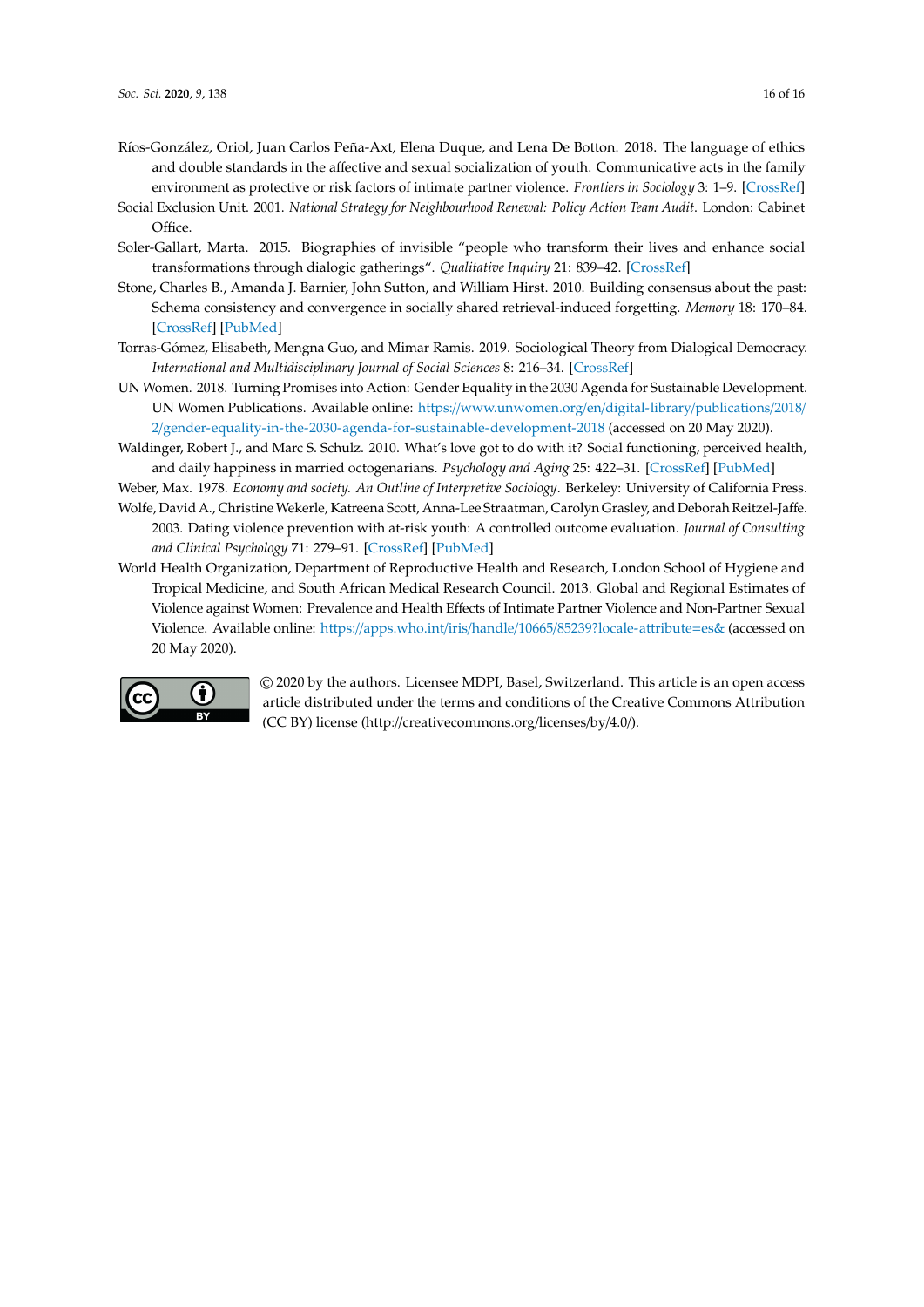Ríos-González, Oriol, Juan Carlos Peña-Axt, Elena Duque, and Lena De Botton. 2018. The language of ethics and double standards in the affective and sexual socialization of youth. Communicative acts in the family environment as protective or risk factors of intimate partner violence. *Frontiers in Sociology* 3: 1–9. [CrossRef]

Social Exclusion Unit. 2001. *National Strategy for Neighbourhood Renewal: Policy Action Team Audit*. London: Cabinet Office.

Soler-Gallart, Marta. 2015. Biographies of invisible "people who transform their lives and enhance social transformations through dialogic gatherings". *Qualitative Inquiry* 21: 839–42. [CrossRef]

Stone, Charles B., Amanda J. Barnier, John Sutton, and William Hirst. 2010. Building consensus about the past: Schema consistency and convergence in socially shared retrieval-induced forgetting. *Memory* 18: 170–84. [CrossRef] [PubMed]

Torras-Gómez, Elisabeth, Mengna Guo, and Mimar Ramis. 2019. Sociological Theory from Dialogical Democracy. *International and Multidisciplinary Journal of Social Sciences* 8: 216–34. [CrossRef]

UN Women. 2018. Turning Promises into Action: Gender Equality in the 2030 Agenda for Sustainable Development. UN Women Publications. Available online: https://www.unwomen.org/en/digital-library/publications/2018/2/gender-equality-in-the-2030-agenda-for-sustainable-development-2018 (accessed on 20 May 2020).

Waldinger, Robert J., and Marc S. Schulz. 2010. What's love got to do with it? Social functioning, perceived health, and daily happiness in married octogenarians. *Psychology and Aging* 25: 422–31. [CrossRef] [PubMed]

Weber, Max. 1978. *Economy and society. An Outline of Interpretive Sociology*. Berkeley: University of California Press.

Wolfe, David A., Christine Wekerle, Katreena Scott, Anna-Lee Straatman, Carolyn Grasley, and Deborah Reitzel-Jaffe. 2003. Dating violence prevention with at-risk youth: A controlled outcome evaluation. *Journal of Consulting and Clinical Psychology* 71: 279–91. [CrossRef] [PubMed]

World Health Organization, Department of Reproductive Health and Research, London School of Hygiene and Tropical Medicine, and South African Medical Research Council. 2013. Global and Regional Estimates of Violence against Women: Prevalence and Health Effects of Intimate Partner Violence and Non-Partner Sexual Violence. Available online: https://apps.who.int/iris/handle/10665/85239?locale-attribute=es& (accessed on 20 May 2020).

© 2020 by the authors. Licensee MDPI, Basel, Switzerland. This article is an open access article distributed under the terms and conditions of the Creative Commons Attribution (CC BY) license (http://creativecommons.org/licenses/by/4.0/).